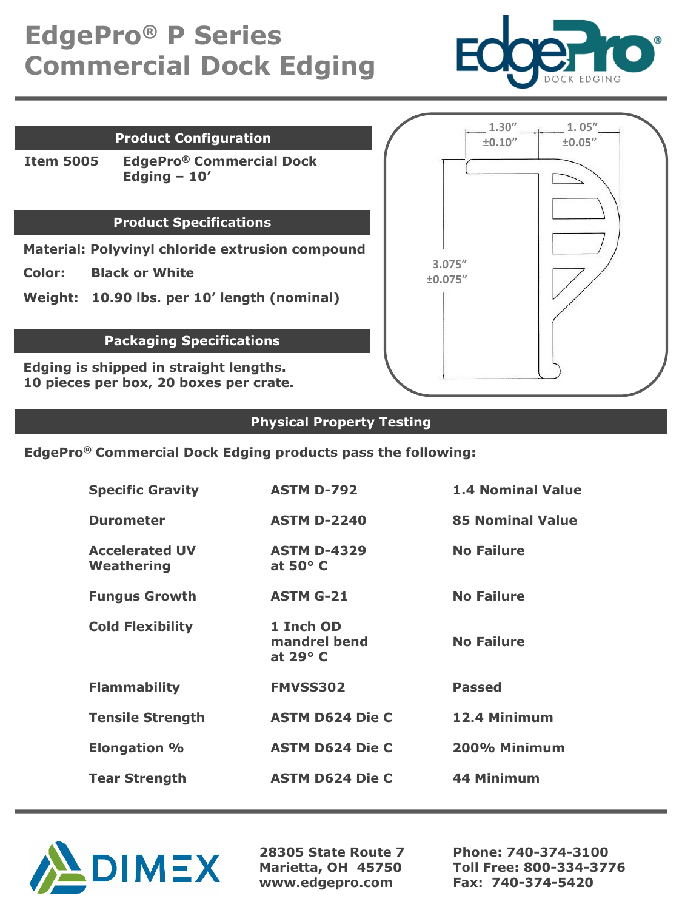# EdgePro® P Series Commercial Dock Edging

## Product Configuration

**Item 5005** — **EdgePro® Commercial Dock Edging – 10'**

## Product Specifications

**Material:** Polyvinyl chloride extrusion compound

**Color:** Black or White

**Weight:** 10.90 lbs. per 10' length (nominal)

## Packaging Specifications

Edging is shipped in straight lengths.
10 pieces per box, 20 boxes per crate.

1.30" ±0.10"

1. 05" ±0.05"

3.075" ±0.075"

## Physical Property Testing

**EdgePro® Commercial Dock Edging products pass the following:**

| | | |
|---|---|---|
| Specific Gravity | ASTM D-792 | 1.4 Nominal Value |
| Durometer | ASTM D-2240 | 85 Nominal Value |
| Accelerated UV Weathering | ASTM D-4329 at 50° C | No Failure |
| Fungus Growth | ASTM G-21 | No Failure |
| Cold Flexibility | 1 Inch OD mandrel bend at 29° C | No Failure |
| Flammability | FMVSS302 | Passed |
| Tensile Strength | ASTM D624 Die C | 12.4 Minimum |
| Elongation % | ASTM D624 Die C | 200% Minimum |
| Tear Strength | ASTM D624 Die C | 44 Minimum |

DIMEX

28305 State Route 7
Marietta, OH 45750
www.edgepro.com

Phone: 740-374-3100
Toll Free: 800-334-3776
Fax: 740-374-5420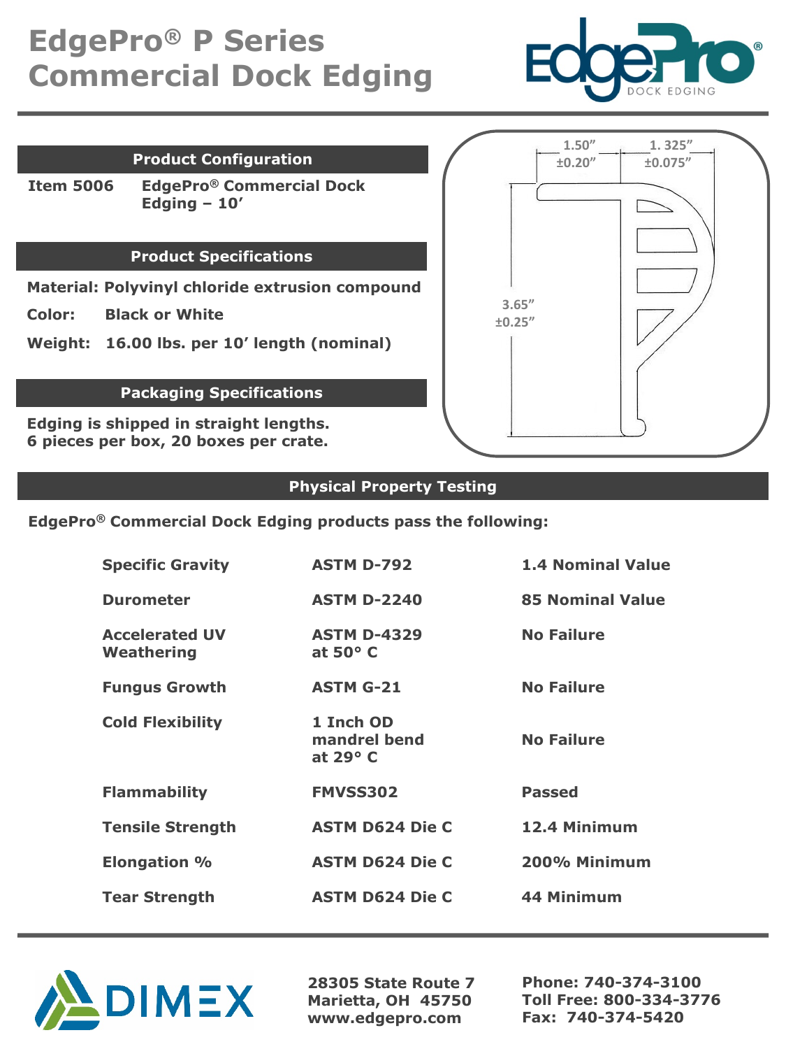# EdgePro® P Series Commercial Dock Edging

## Product Configuration

**Item 5006** EdgePro® Commercial Dock Edging – 10’

## Product Specifications

**Material:** Polyvinyl chloride extrusion compound

**Color:** Black or White

**Weight:** 16.00 lbs. per 10’ length (nominal)

## Packaging Specifications

Edging is shipped in straight lengths.
6 pieces per box, 20 boxes per crate.

1.50” ±0.20”

1. 325” ±0.075”

3.65” ±0.25”

## Physical Property Testing

**EdgePro® Commercial Dock Edging products pass the following:**

| | | |
|---|---|---|
| Specific Gravity | ASTM D-792 | 1.4 Nominal Value |
| Durometer | ASTM D-2240 | 85 Nominal Value |
| Accelerated UV Weathering | ASTM D-4329 at 50° C | No Failure |
| Fungus Growth | ASTM G-21 | No Failure |
| Cold Flexibility | 1 Inch OD mandrel bend at 29° C | No Failure |
| Flammability | FMVSS302 | Passed |
| Tensile Strength | ASTM D624 Die C | 12.4 Minimum |
| Elongation % | ASTM D624 Die C | 200% Minimum |
| Tear Strength | ASTM D624 Die C | 44 Minimum |

DIMEX

28305 State Route 7
Marietta, OH 45750
www.edgepro.com

Phone: 740-374-3100
Toll Free: 800-334-3776
Fax: 740-374-5420